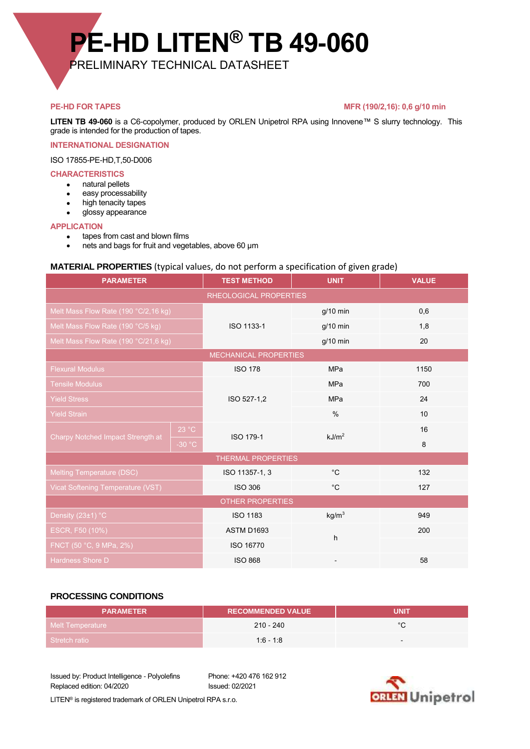# PE-HD LITEN® TB 49-060

PRELIMINARY TECHNICAL DATASHEET

**PE-HD FOR TAPES** **MFR (190/2,16): 0,6 g/10 min**

**LITEN TB 49-060** is a C6-copolymer, produced by ORLEN Unipetrol RPA using Innovene™ S slurry technology. This grade is intended for the production of tapes.

## INTERNATIONAL DESIGNATION

ISO 17855-PE-HD,T,50-D006

## CHARACTERISTICS

- natural pellets
- easy processability
- high tenacity tapes
- glossy appearance

## APPLICATION

- tapes from cast and blown films
- nets and bags for fruit and vegetables, above 60 µm

## MATERIAL PROPERTIES (typical values, do not perform a specification of given grade)

| PARAMETER | | TEST METHOD | UNIT | VALUE |
|---|---|---|---|---|
| RHEOLOGICAL PROPERTIES | | | | |
| Melt Mass Flow Rate (190 °C/2,16 kg) | | ISO 1133-1 | g/10 min | 0,6 |
| Melt Mass Flow Rate (190 °C/5 kg) | | ISO 1133-1 | g/10 min | 1,8 |
| Melt Mass Flow Rate (190 °C/21,6 kg) | | ISO 1133-1 | g/10 min | 20 |
| MECHANICAL PROPERTIES | | | | |
| Flexural Modulus | | ISO 178 | MPa | 1150 |
| Tensile Modulus | | ISO 527-1,2 | MPa | 700 |
| Yield Stress | | ISO 527-1,2 | MPa | 24 |
| Yield Strain | | ISO 527-1,2 | % | 10 |
| Charpy Notched Impact Strength at | 23 °C | ISO 179-1 | kJ/m² | 16 |
| | -30 °C | ISO 179-1 | kJ/m² | 8 |
| THERMAL PROPERTIES | | | | |
| Melting Temperature (DSC) | | ISO 11357-1, 3 | °C | 132 |
| Vicat Softening Temperature (VST) | | ISO 306 | °C | 127 |
| OTHER PROPERTIES | | | | |
| Density (23±1) °C | | ISO 1183 | kg/m³ | 949 |
| ESCR, F50 (10%) | | ASTM D1693 | h | 200 |
| FNCT (50 °C, 9 MPa, 2%) | | ISO 16770 | h | |
| Hardness Shore D | | ISO 868 | - | 58 |

## PROCESSING CONDITIONS

| PARAMETER | RECOMMENDED VALUE | UNIT |
|---|---|---|
| Melt Temperature | 210 - 240 | °C |
| Stretch ratio | 1:6 - 1:8 | - |

Issued by: Product Intelligence - Polyolefins
Replaced edition: 04/2020

Phone: +420 476 162 912
Issued: 02/2021

LITEN® is registered trademark of ORLEN Unipetrol RPA s.r.o.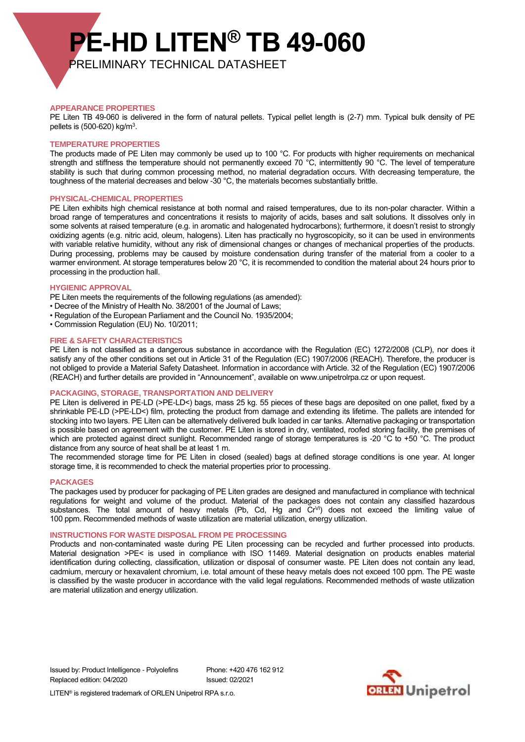# PE-HD LITEN® TB 49-060

PRELIMINARY TECHNICAL DATASHEET

## APPEARANCE PROPERTIES

PE Liten TB 49-060 is delivered in the form of natural pellets. Typical pellet length is (2-7) mm. Typical bulk density of PE pellets is (500-620) kg/m$^3$.

## TEMPERATURE PROPERTIES

The products made of PE Liten may commonly be used up to 100 °C. For products with higher requirements on mechanical strength and stiffness the temperature should not permanently exceed 70 °C, intermittently 90 °C. The level of temperature stability is such that during common processing method, no material degradation occurs. With decreasing temperature, the toughness of the material decreases and below -30 °C, the materials becomes substantially brittle.

## PHYSICAL-CHEMICAL PROPERTIES

PE Liten exhibits high chemical resistance at both normal and raised temperatures, due to its non-polar character. Within a broad range of temperatures and concentrations it resists to majority of acids, bases and salt solutions. It dissolves only in some solvents at raised temperature (e.g. in aromatic and halogenated hydrocarbons); furthermore, it doesn't resist to strongly oxidizing agents (e.g. nitric acid, oleum, halogens). Liten has practically no hygroscopicity, so it can be used in environments with variable relative humidity, without any risk of dimensional changes or changes of mechanical properties of the products. During processing, problems may be caused by moisture condensation during transfer of the material from a cooler to a warmer environment. At storage temperatures below 20 °C, it is recommended to condition the material about 24 hours prior to processing in the production hall.

## HYGIENIC APPROVAL

PE Liten meets the requirements of the following regulations (as amended):

- Decree of the Ministry of Health No. 38/2001 of the Journal of Laws;
- Regulation of the European Parliament and the Council No. 1935/2004;
- Commission Regulation (EU) No. 10/2011;

## FIRE & SAFETY CHARACTERISTICS

PE Liten is not classified as a dangerous substance in accordance with the Regulation (EC) 1272/2008 (CLP), nor does it satisfy any of the other conditions set out in Article 31 of the Regulation (EC) 1907/2006 (REACH). Therefore, the producer is not obliged to provide a Material Safety Datasheet. Information in accordance with Article. 32 of the Regulation (EC) 1907/2006 (REACH) and further details are provided in "Announcement", available on www.unipetrolrpa.cz or upon request.

## PACKAGING, STORAGE, TRANSPORTATION AND DELIVERY

PE Liten is delivered in PE-LD (>PE-LD<) bags, mass 25 kg. 55 pieces of these bags are deposited on one pallet, fixed by a shrinkable PE-LD (>PE-LD<) film, protecting the product from damage and extending its lifetime. The pallets are intended for stocking into two layers. PE Liten can be alternatively delivered bulk loaded in car tanks. Alternative packaging or transportation is possible based on agreement with the customer. PE Liten is stored in dry, ventilated, roofed storing facility, the premises of which are protected against direct sunlight. Recommended range of storage temperatures is -20 °C to +50 °C. The product distance from any source of heat shall be at least 1 m.

The recommended storage time for PE Liten in closed (sealed) bags at defined storage conditions is one year. At longer storage time, it is recommended to check the material properties prior to processing.

## PACKAGES

The packages used by producer for packaging of PE Liten grades are designed and manufactured in compliance with technical regulations for weight and volume of the product. Material of the packages does not contain any classified hazardous substances. The total amount of heavy metals (Pb, Cd, Hg and $Cr^{VI}$) does not exceed the limiting value of 100 ppm. Recommended methods of waste utilization are material utilization, energy utilization.

## INSTRUCTIONS FOR WASTE DISPOSAL FROM PE PROCESSING

Products and non-contaminated waste during PE Liten processing can be recycled and further processed into products. Material designation >PE< is used in compliance with ISO 11469. Material designation on products enables material identification during collecting, classification, utilization or disposal of consumer waste. PE Liten does not contain any lead, cadmium, mercury or hexavalent chromium, i.e. total amount of these heavy metals does not exceed 100 ppm. The PE waste is classified by the waste producer in accordance with the valid legal regulations. Recommended methods of waste utilization are material utilization and energy utilization.

Issued by: Product Intelligence - Polyolefins
Replaced edition: 04/2020

Phone: +420 476 162 912
Issued: 02/2021

LITEN® is registered trademark of ORLEN Unipetrol RPA s.r.o.